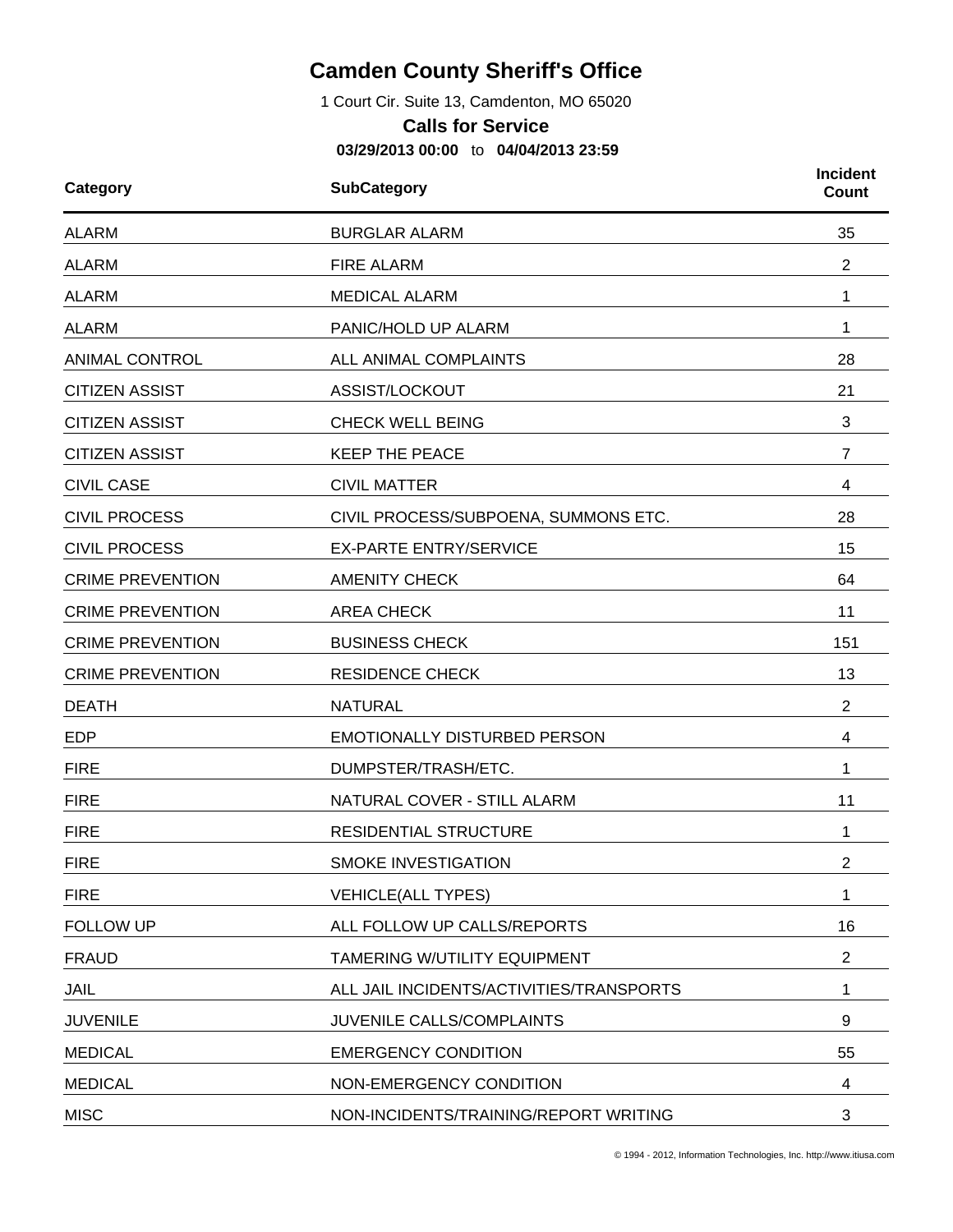# Camden County Sheriff's Office

1 Court Cir. Suite 13, Camdenton, MO 65020

## Calls for Service

**03/29/2013 00:00** to **04/04/2013 23:59**

| Category | SubCategory | Incident Count |
|---|---|---|
| ALARM | BURGLAR ALARM | 35 |
| ALARM | FIRE ALARM | 2 |
| ALARM | MEDICAL ALARM | 1 |
| ALARM | PANIC/HOLD UP ALARM | 1 |
| ANIMAL CONTROL | ALL ANIMAL COMPLAINTS | 28 |
| CITIZEN ASSIST | ASSIST/LOCKOUT | 21 |
| CITIZEN ASSIST | CHECK WELL BEING | 3 |
| CITIZEN ASSIST | KEEP THE PEACE | 7 |
| CIVIL CASE | CIVIL MATTER | 4 |
| CIVIL PROCESS | CIVIL PROCESS/SUBPOENA, SUMMONS ETC. | 28 |
| CIVIL PROCESS | EX-PARTE ENTRY/SERVICE | 15 |
| CRIME PREVENTION | AMENITY CHECK | 64 |
| CRIME PREVENTION | AREA CHECK | 11 |
| CRIME PREVENTION | BUSINESS CHECK | 151 |
| CRIME PREVENTION | RESIDENCE CHECK | 13 |
| DEATH | NATURAL | 2 |
| EDP | EMOTIONALLY DISTURBED PERSON | 4 |
| FIRE | DUMPSTER/TRASH/ETC. | 1 |
| FIRE | NATURAL COVER - STILL ALARM | 11 |
| FIRE | RESIDENTIAL STRUCTURE | 1 |
| FIRE | SMOKE INVESTIGATION | 2 |
| FIRE | VEHICLE(ALL TYPES) | 1 |
| FOLLOW UP | ALL FOLLOW UP CALLS/REPORTS | 16 |
| FRAUD | TAMERING W/UTILITY EQUIPMENT | 2 |
| JAIL | ALL JAIL INCIDENTS/ACTIVITIES/TRANSPORTS | 1 |
| JUVENILE | JUVENILE CALLS/COMPLAINTS | 9 |
| MEDICAL | EMERGENCY CONDITION | 55 |
| MEDICAL | NON-EMERGENCY CONDITION | 4 |
| MISC | NON-INCIDENTS/TRAINING/REPORT WRITING | 3 |

© 1994 - 2012, Information Technologies, Inc. http://www.itiusa.com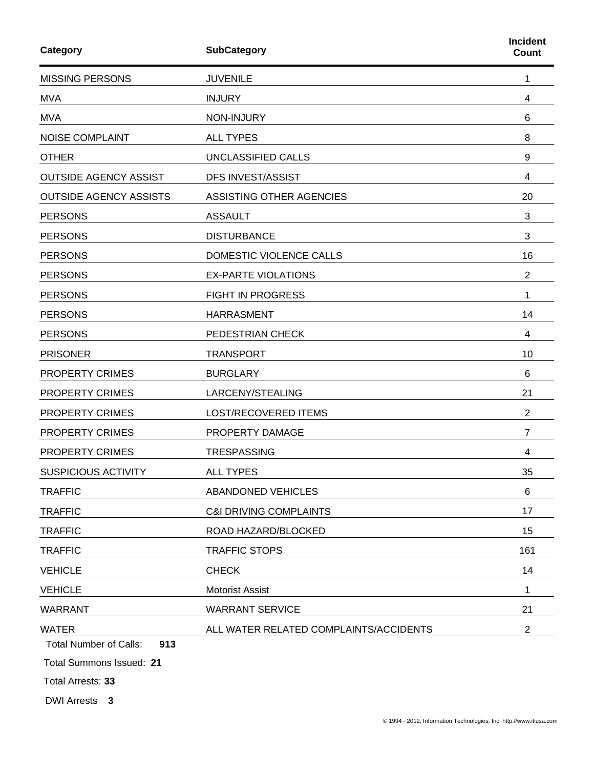| Category | SubCategory | Incident Count |
| --- | --- | --- |
| MISSING PERSONS | JUVENILE | 1 |
| MVA | INJURY | 4 |
| MVA | NON-INJURY | 6 |
| NOISE COMPLAINT | ALL TYPES | 8 |
| OTHER | UNCLASSIFIED CALLS | 9 |
| OUTSIDE AGENCY ASSIST | DFS INVEST/ASSIST | 4 |
| OUTSIDE AGENCY ASSISTS | ASSISTING OTHER AGENCIES | 20 |
| PERSONS | ASSAULT | 3 |
| PERSONS | DISTURBANCE | 3 |
| PERSONS | DOMESTIC VIOLENCE CALLS | 16 |
| PERSONS | EX-PARTE VIOLATIONS | 2 |
| PERSONS | FIGHT IN PROGRESS | 1 |
| PERSONS | HARRASMENT | 14 |
| PERSONS | PEDESTRIAN CHECK | 4 |
| PRISONER | TRANSPORT | 10 |
| PROPERTY CRIMES | BURGLARY | 6 |
| PROPERTY CRIMES | LARCENY/STEALING | 21 |
| PROPERTY CRIMES | LOST/RECOVERED ITEMS | 2 |
| PROPERTY CRIMES | PROPERTY DAMAGE | 7 |
| PROPERTY CRIMES | TRESPASSING | 4 |
| SUSPICIOUS ACTIVITY | ALL TYPES | 35 |
| TRAFFIC | ABANDONED VEHICLES | 6 |
| TRAFFIC | C&I DRIVING COMPLAINTS | 17 |
| TRAFFIC | ROAD HAZARD/BLOCKED | 15 |
| TRAFFIC | TRAFFIC STOPS | 161 |
| VEHICLE | CHECK | 14 |
| VEHICLE | Motorist Assist | 1 |
| WARRANT | WARRANT SERVICE | 21 |
| WATER | ALL WATER RELATED COMPLAINTS/ACCIDENTS | 2 |

Total Number of Calls: **913**

Total Summons Issued: **21**

Total Arrests: **33**

DWI Arrests **3**

© 1994 - 2012, Information Technologies, Inc. http://www.itiusa.com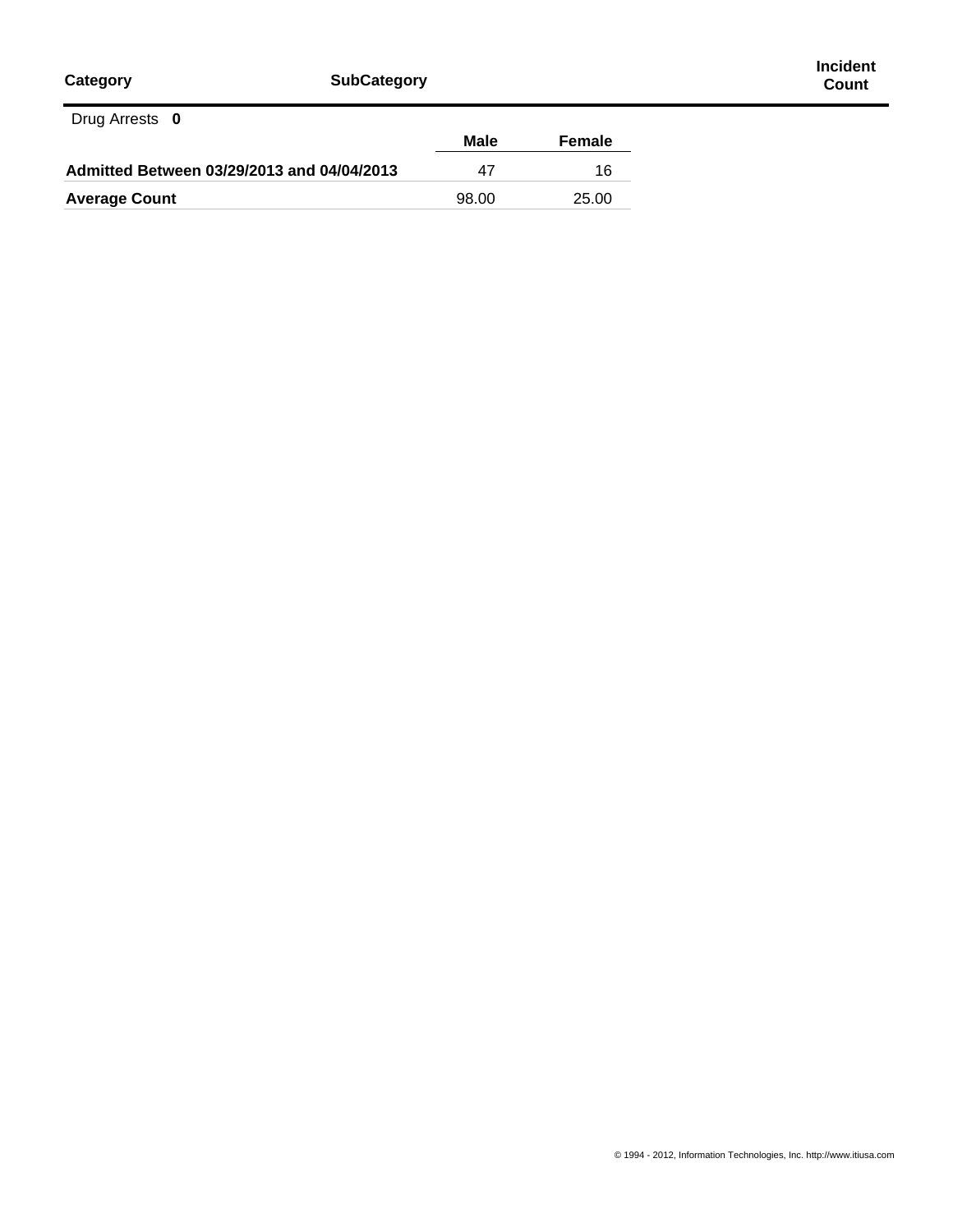| Category | SubCategory | Incident Count |
|---|---|---|
| Drug Arrests **0** | | |

| | Male | Female |
|---|---|---|
| **Admitted Between 03/29/2013 and 04/04/2013** | 47 | 16 |
| **Average Count** | 98.00 | 25.00 |

© 1994 - 2012, Information Technologies, Inc. http://www.itiusa.com